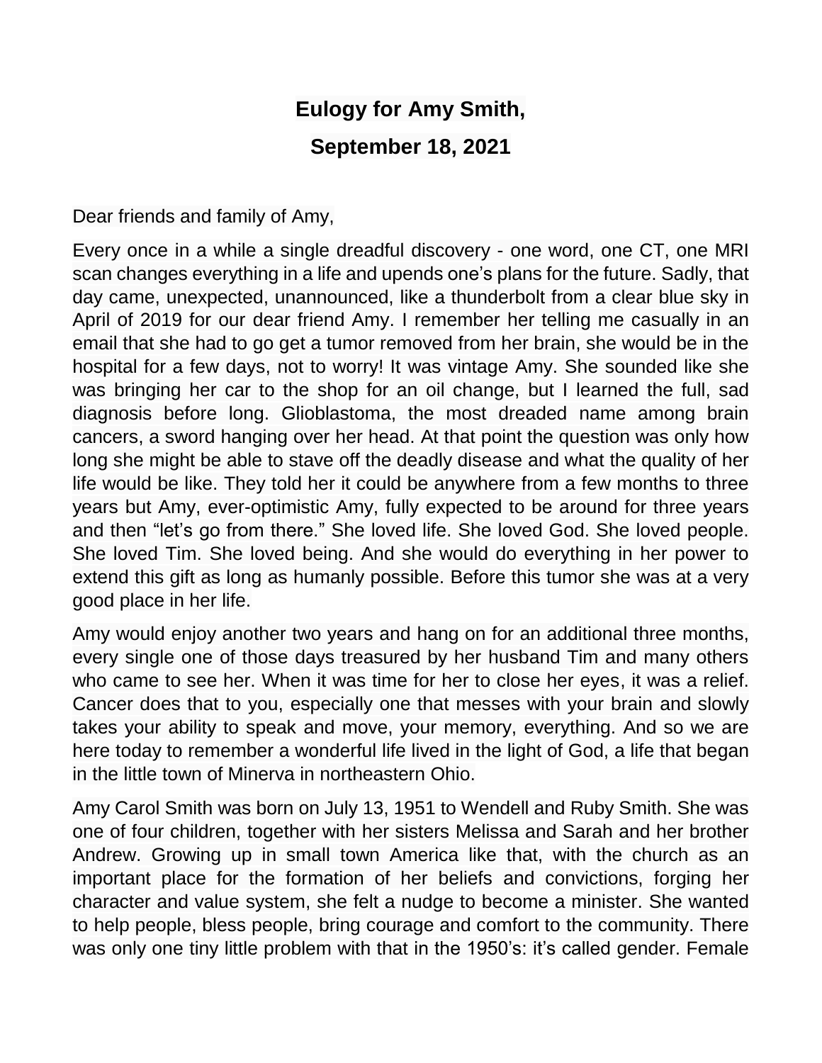# Eulogy for Amy Smith,

# September 18, 2021

Dear friends and family of Amy,

Every once in a while a single dreadful discovery - one word, one CT, one MRI scan changes everything in a life and upends one's plans for the future. Sadly, that day came, unexpected, unannounced, like a thunderbolt from a clear blue sky in April of 2019 for our dear friend Amy. I remember her telling me casually in an email that she had to go get a tumor removed from her brain, she would be in the hospital for a few days, not to worry! It was vintage Amy. She sounded like she was bringing her car to the shop for an oil change, but I learned the full, sad diagnosis before long. Glioblastoma, the most dreaded name among brain cancers, a sword hanging over her head. At that point the question was only how long she might be able to stave off the deadly disease and what the quality of her life would be like. They told her it could be anywhere from a few months to three years but Amy, ever-optimistic Amy, fully expected to be around for three years and then "let's go from there." She loved life. She loved God. She loved people. She loved Tim. She loved being. And she would do everything in her power to extend this gift as long as humanly possible. Before this tumor she was at a very good place in her life.

Amy would enjoy another two years and hang on for an additional three months, every single one of those days treasured by her husband Tim and many others who came to see her. When it was time for her to close her eyes, it was a relief. Cancer does that to you, especially one that messes with your brain and slowly takes your ability to speak and move, your memory, everything. And so we are here today to remember a wonderful life lived in the light of God, a life that began in the little town of Minerva in northeastern Ohio.

Amy Carol Smith was born on July 13, 1951 to Wendell and Ruby Smith. She was one of four children, together with her sisters Melissa and Sarah and her brother Andrew. Growing up in small town America like that, with the church as an important place for the formation of her beliefs and convictions, forging her character and value system, she felt a nudge to become a minister. She wanted to help people, bless people, bring courage and comfort to the community. There was only one tiny little problem with that in the 1950's: it's called gender. Female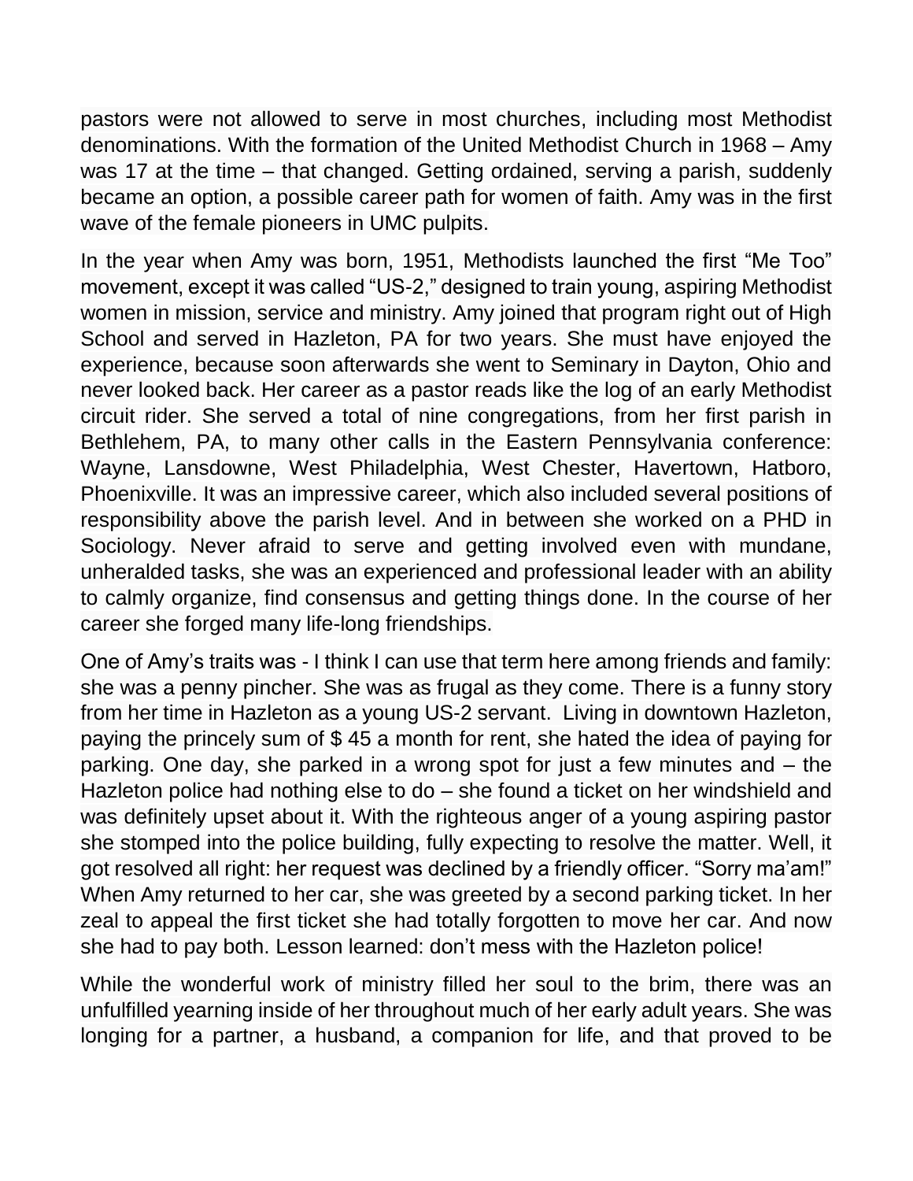pastors were not allowed to serve in most churches, including most Methodist denominations. With the formation of the United Methodist Church in 1968 – Amy was 17 at the time – that changed. Getting ordained, serving a parish, suddenly became an option, a possible career path for women of faith. Amy was in the first wave of the female pioneers in UMC pulpits.

In the year when Amy was born, 1951, Methodists launched the first "Me Too" movement, except it was called "US-2," designed to train young, aspiring Methodist women in mission, service and ministry. Amy joined that program right out of High School and served in Hazleton, PA for two years. She must have enjoyed the experience, because soon afterwards she went to Seminary in Dayton, Ohio and never looked back. Her career as a pastor reads like the log of an early Methodist circuit rider. She served a total of nine congregations, from her first parish in Bethlehem, PA, to many other calls in the Eastern Pennsylvania conference: Wayne, Lansdowne, West Philadelphia, West Chester, Havertown, Hatboro, Phoenixville. It was an impressive career, which also included several positions of responsibility above the parish level. And in between she worked on a PHD in Sociology. Never afraid to serve and getting involved even with mundane, unheralded tasks, she was an experienced and professional leader with an ability to calmly organize, find consensus and getting things done. In the course of her career she forged many life-long friendships.

One of Amy's traits was - I think I can use that term here among friends and family: she was a penny pincher. She was as frugal as they come. There is a funny story from her time in Hazleton as a young US-2 servant. Living in downtown Hazleton, paying the princely sum of $ 45 a month for rent, she hated the idea of paying for parking. One day, she parked in a wrong spot for just a few minutes and – the Hazleton police had nothing else to do – she found a ticket on her windshield and was definitely upset about it. With the righteous anger of a young aspiring pastor she stomped into the police building, fully expecting to resolve the matter. Well, it got resolved all right: her request was declined by a friendly officer. "Sorry ma'am!" When Amy returned to her car, she was greeted by a second parking ticket. In her zeal to appeal the first ticket she had totally forgotten to move her car. And now she had to pay both. Lesson learned: don't mess with the Hazleton police!

While the wonderful work of ministry filled her soul to the brim, there was an unfulfilled yearning inside of her throughout much of her early adult years. She was longing for a partner, a husband, a companion for life, and that proved to be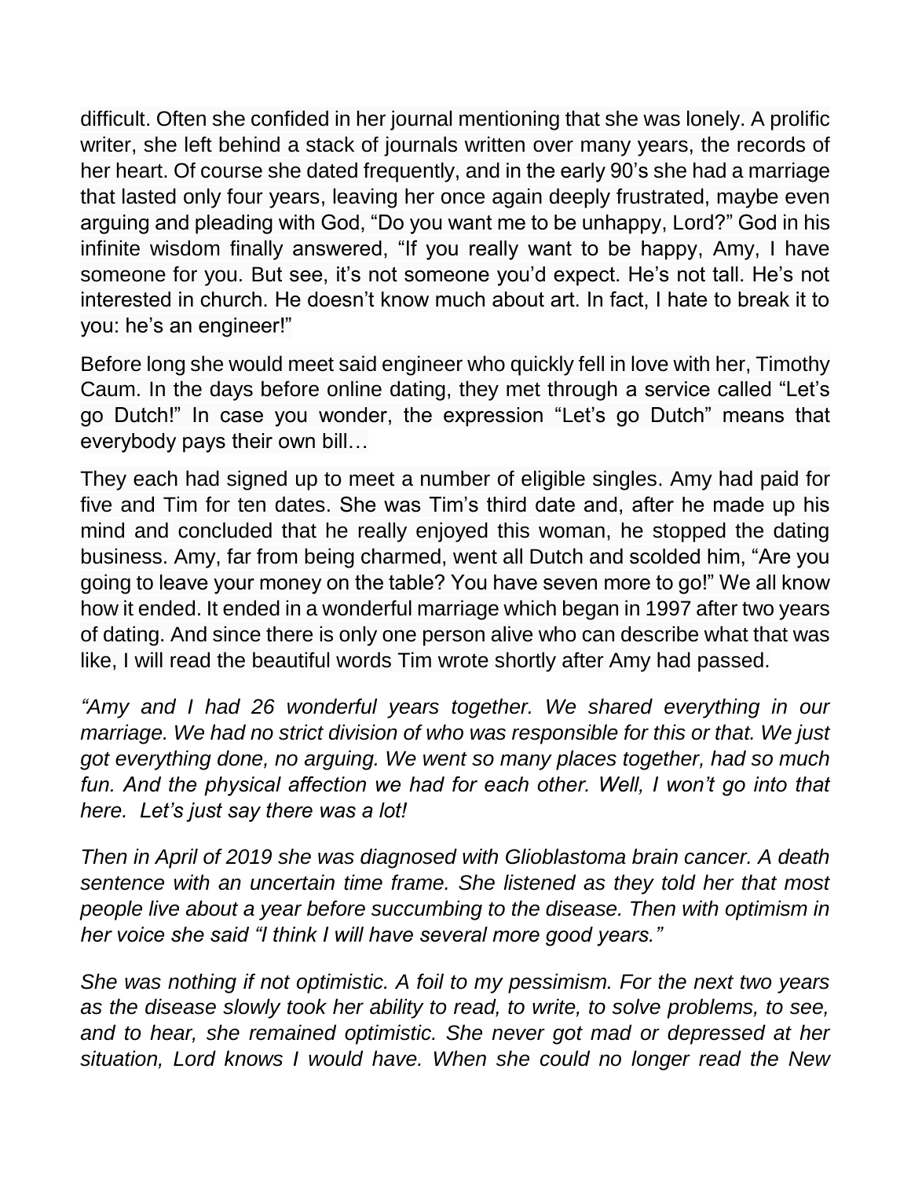difficult. Often she confided in her journal mentioning that she was lonely. A prolific writer, she left behind a stack of journals written over many years, the records of her heart. Of course she dated frequently, and in the early 90's she had a marriage that lasted only four years, leaving her once again deeply frustrated, maybe even arguing and pleading with God, "Do you want me to be unhappy, Lord?" God in his infinite wisdom finally answered, "If you really want to be happy, Amy, I have someone for you. But see, it's not someone you'd expect. He's not tall. He's not interested in church. He doesn't know much about art. In fact, I hate to break it to you: he's an engineer!"

Before long she would meet said engineer who quickly fell in love with her, Timothy Caum. In the days before online dating, they met through a service called "Let's go Dutch!" In case you wonder, the expression "Let's go Dutch" means that everybody pays their own bill…

They each had signed up to meet a number of eligible singles. Amy had paid for five and Tim for ten dates. She was Tim's third date and, after he made up his mind and concluded that he really enjoyed this woman, he stopped the dating business. Amy, far from being charmed, went all Dutch and scolded him, "Are you going to leave your money on the table? You have seven more to go!" We all know how it ended. It ended in a wonderful marriage which began in 1997 after two years of dating. And since there is only one person alive who can describe what that was like, I will read the beautiful words Tim wrote shortly after Amy had passed.

*"Amy and I had 26 wonderful years together. We shared everything in our marriage. We had no strict division of who was responsible for this or that. We just got everything done, no arguing. We went so many places together, had so much fun. And the physical affection we had for each other. Well, I won't go into that here. Let's just say there was a lot!*

*Then in April of 2019 she was diagnosed with Glioblastoma brain cancer. A death sentence with an uncertain time frame. She listened as they told her that most people live about a year before succumbing to the disease. Then with optimism in her voice she said "I think I will have several more good years."*

*She was nothing if not optimistic. A foil to my pessimism. For the next two years as the disease slowly took her ability to read, to write, to solve problems, to see, and to hear, she remained optimistic. She never got mad or depressed at her situation, Lord knows I would have. When she could no longer read the New*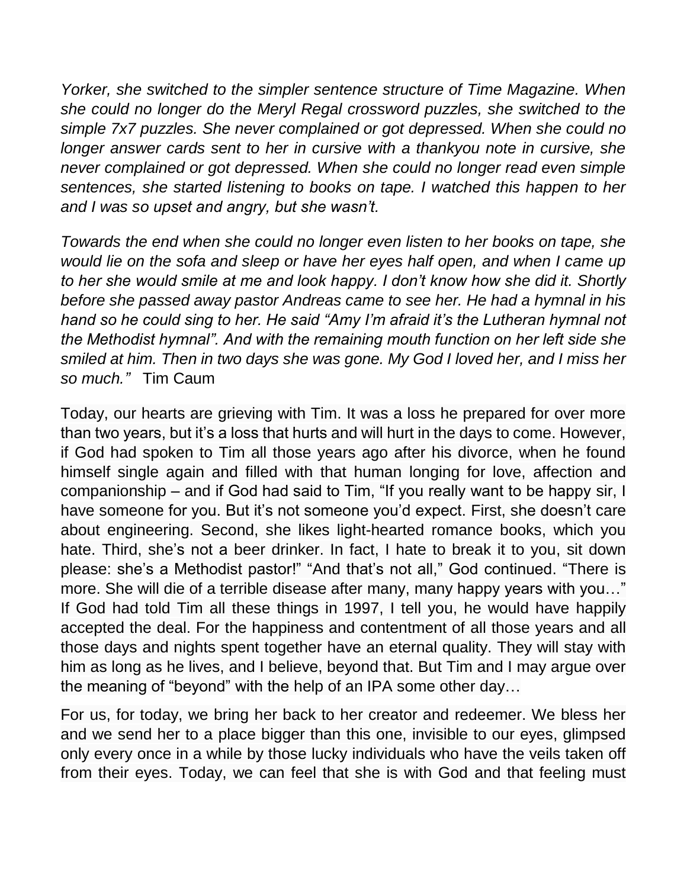*Yorker, she switched to the simpler sentence structure of Time Magazine. When she could no longer do the Meryl Regal crossword puzzles, she switched to the simple 7x7 puzzles. She never complained or got depressed. When she could no longer answer cards sent to her in cursive with a thankyou note in cursive, she never complained or got depressed. When she could no longer read even simple sentences, she started listening to books on tape. I watched this happen to her and I was so upset and angry, but she wasn't.*

*Towards the end when she could no longer even listen to her books on tape, she would lie on the sofa and sleep or have her eyes half open, and when I came up to her she would smile at me and look happy. I don't know how she did it. Shortly before she passed away pastor Andreas came to see her. He had a hymnal in his hand so he could sing to her. He said "Amy I'm afraid it's the Lutheran hymnal not the Methodist hymnal". And with the remaining mouth function on her left side she smiled at him. Then in two days she was gone. My God I loved her, and I miss her so much."* Tim Caum

Today, our hearts are grieving with Tim. It was a loss he prepared for over more than two years, but it's a loss that hurts and will hurt in the days to come. However, if God had spoken to Tim all those years ago after his divorce, when he found himself single again and filled with that human longing for love, affection and companionship – and if God had said to Tim, "If you really want to be happy sir, I have someone for you. But it's not someone you'd expect. First, she doesn't care about engineering. Second, she likes light-hearted romance books, which you hate. Third, she's not a beer drinker. In fact, I hate to break it to you, sit down please: she's a Methodist pastor!" "And that's not all," God continued. "There is more. She will die of a terrible disease after many, many happy years with you…" If God had told Tim all these things in 1997, I tell you, he would have happily accepted the deal. For the happiness and contentment of all those years and all those days and nights spent together have an eternal quality. They will stay with him as long as he lives, and I believe, beyond that. But Tim and I may argue over the meaning of "beyond" with the help of an IPA some other day…

For us, for today, we bring her back to her creator and redeemer. We bless her and we send her to a place bigger than this one, invisible to our eyes, glimpsed only every once in a while by those lucky individuals who have the veils taken off from their eyes. Today, we can feel that she is with God and that feeling must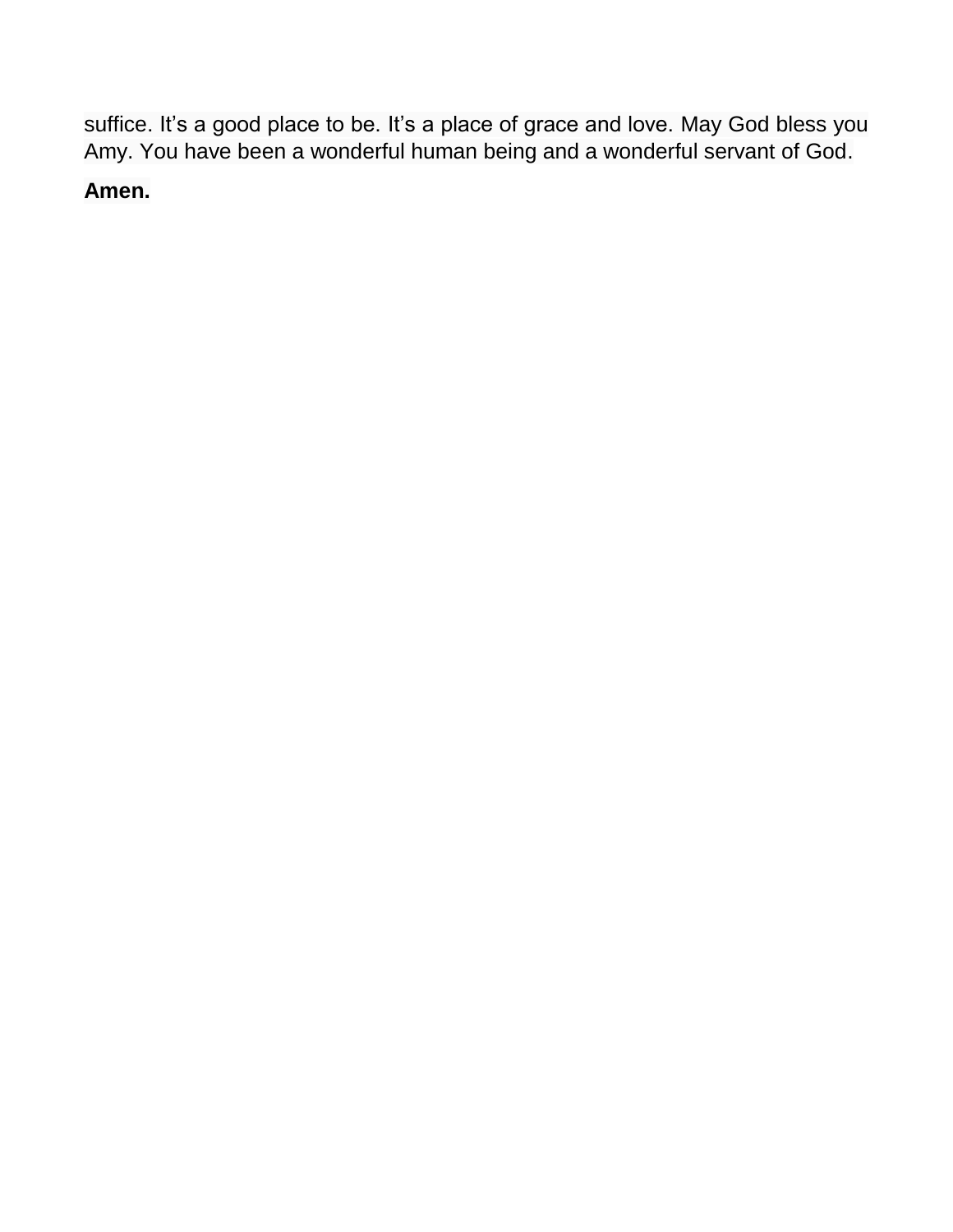suffice. It’s a good place to be. It’s a place of grace and love. May God bless you Amy. You have been a wonderful human being and a wonderful servant of God.

**Amen.**